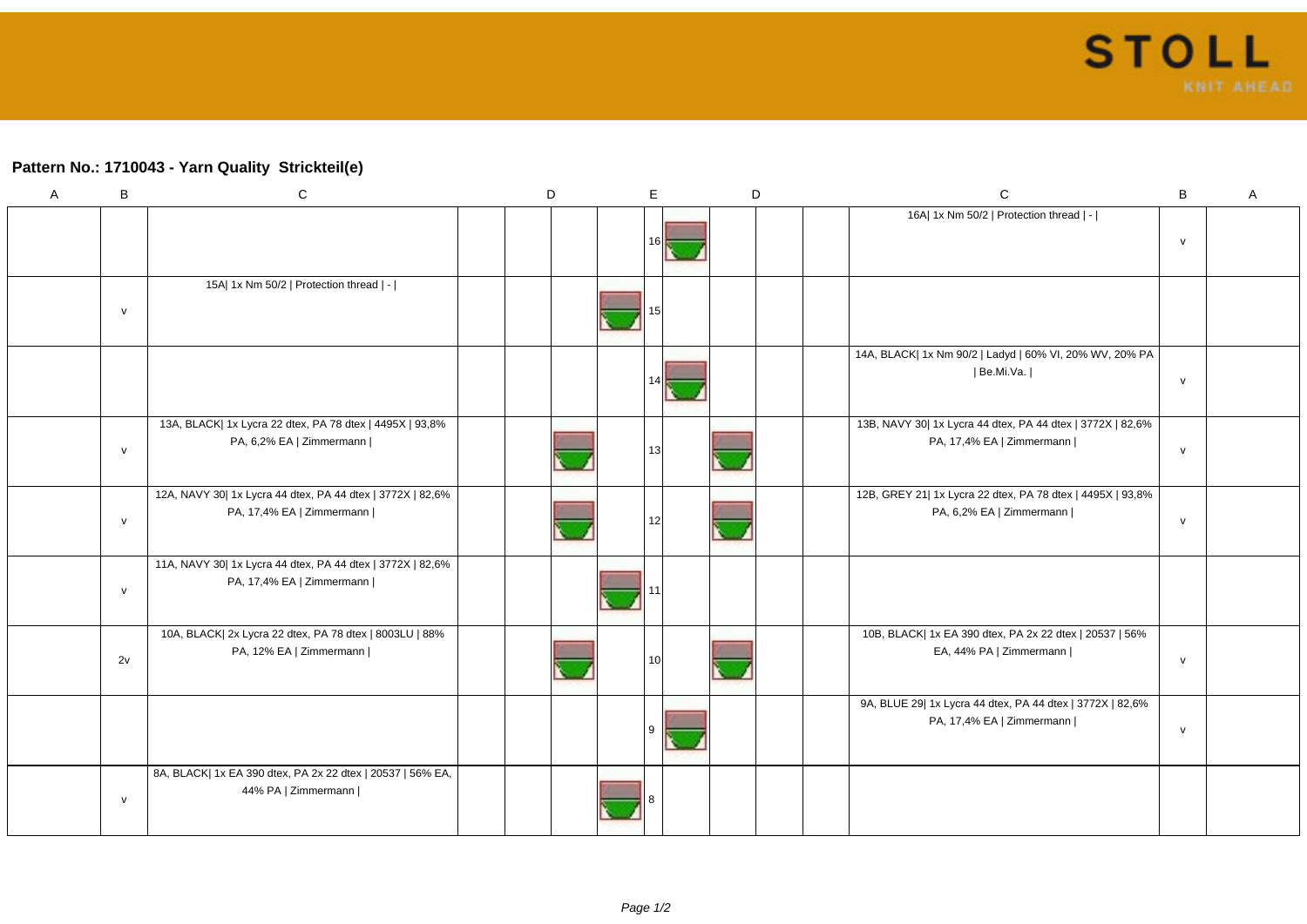## Pattern No.: 1710043 - Yarn Quality Strickteil(e)

| A | B | C | D | | | | E | D | | | | C | B | A |
|---|---|---|---|---|---|---|---|---|---|---|---|---|---|---|
| | | | | | | | 16 | | | | | 16A\| 1x Nm 50/2 \| Protection thread \| - \| | v | |
| | v | 15A\| 1x Nm 50/2 \| Protection thread \| - \| | | | | | 15 | | | | | | | |
| | | | | | | | 14 | | | | | 14A, BLACK\| 1x Nm 90/2 \| Ladyd \| 60% VI, 20% WV, 20% PA \| Be.Mi.Va. \| | v | |
| | v | 13A, BLACK\| 1x Lycra 22 dtex, PA 78 dtex \| 4495X \| 93,8% PA, 6,2% EA \| Zimmermann \| | | | | | 13 | | | | | 13B, NAVY 30\| 1x Lycra 44 dtex, PA 44 dtex \| 3772X \| 82,6% PA, 17,4% EA \| Zimmermann \| | v | |
| | v | 12A, NAVY 30\| 1x Lycra 44 dtex, PA 44 dtex \| 3772X \| 82,6% PA, 17,4% EA \| Zimmermann \| | | | | | 12 | | | | | 12B, GREY 21\| 1x Lycra 22 dtex, PA 78 dtex \| 4495X \| 93,8% PA, 6,2% EA \| Zimmermann \| | v | |
| | v | 11A, NAVY 30\| 1x Lycra 44 dtex, PA 44 dtex \| 3772X \| 82,6% PA, 17,4% EA \| Zimmermann \| | | | | | 11 | | | | | | | |
| | 2v | 10A, BLACK\| 2x Lycra 22 dtex, PA 78 dtex \| 8003LU \| 88% PA, 12% EA \| Zimmermann \| | | | | | 10 | | | | | 10B, BLACK\| 1x EA 390 dtex, PA 2x 22 dtex \| 20537 \| 56% EA, 44% PA \| Zimmermann \| | v | |
| | | | | | | | 9 | | | | | 9A, BLUE 29\| 1x Lycra 44 dtex, PA 44 dtex \| 3772X \| 82,6% PA, 17,4% EA \| Zimmermann \| | v | |
| | v | 8A, BLACK\| 1x EA 390 dtex, PA 2x 22 dtex \| 20537 \| 56% EA, 44% PA \| Zimmermann \| | | | | | 8 | | | | | | | |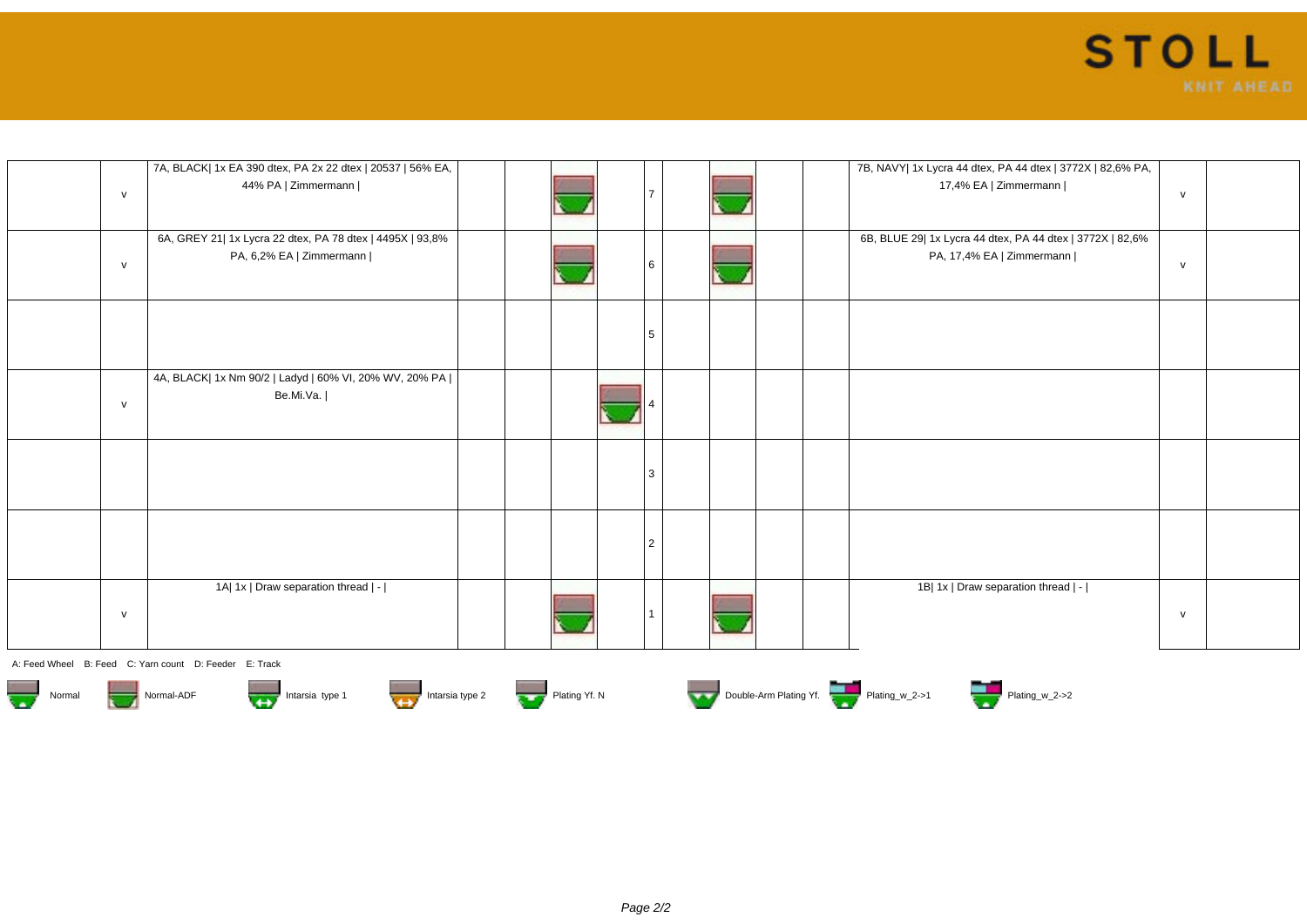| | | | | | | | | | | | | | |
|---|---|---|---|---|---|---|---|---|---|---|---|---|---|
| | v | 7A, BLACK\| 1x EA 390 dtex, PA 2x 22 dtex \| 20537 \| 56% EA, 44% PA \| Zimmermann \| | | | | | 7 | | | | 7B, NAVY\| 1x Lycra 44 dtex, PA 44 dtex \| 3772X \| 82,6% PA, 17,4% EA \| Zimmermann \| | v | |
| | v | 6A, GREY 21\| 1x Lycra 22 dtex, PA 78 dtex \| 4495X \| 93,8% PA, 6,2% EA \| Zimmermann \| | | | | | 6 | | | | 6B, BLUE 29\| 1x Lycra 44 dtex, PA 44 dtex \| 3772X \| 82,6% PA, 17,4% EA \| Zimmermann \| | v | |
| | | | | | | | 5 | | | | | | |
| | v | 4A, BLACK\| 1x Nm 90/2 \| Ladyd \| 60% VI, 20% WV, 20% PA \| Be.Mi.Va. \| | | | | | 4 | | | | | | |
| | | | | | | | 3 | | | | | | |
| | | | | | | | 2 | | | | | | |
| | v | 1A\| 1x \| Draw separation thread \| - \| | | | | | 1 | | | | 1B\| 1x \| Draw separation thread \| - \| | v | |

A: Feed Wheel B: Feed C: Yarn count D: Feeder E: Track

Normal Normal-ADF Intarsia type 1 Intarsia type 2 Plating Yf. N Double-Arm Plating Yf. Plating_w_2->1 Plating_w_2->2